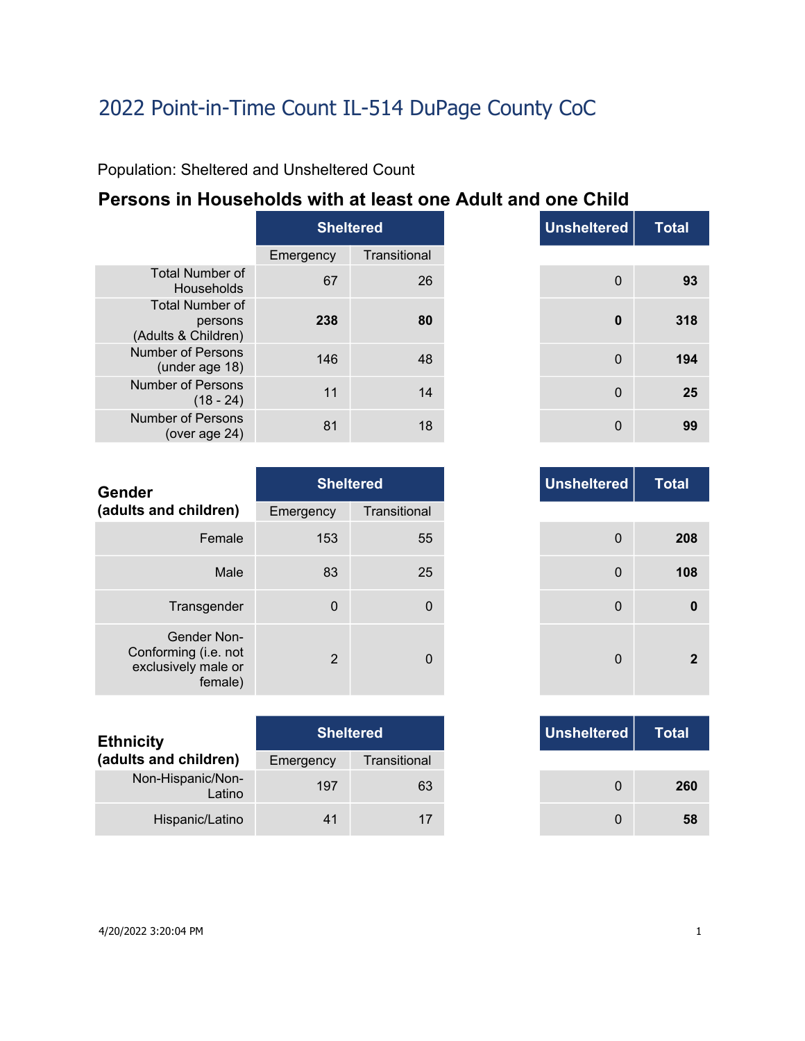# 2022 Point-in-Time Count IL-514 DuPage County CoC

Population: Sheltered and Unsheltered Count

## Persons in Households with at least one Adult and one Child

| | Sheltered | | Unsheltered | Total |
|---|---|---|---|---|
| | Emergency | Transitional | | |
| Total Number of Households | 67 | 26 | 0 | **93** |
| Total Number of persons (Adults & Children) | **238** | **80** | **0** | **318** |
| Number of Persons (under age 18) | 146 | 48 | 0 | **194** |
| Number of Persons (18 - 24) | 11 | 14 | 0 | **25** |
| Number of Persons (over age 24) | 81 | 18 | 0 | **99** |

| **Gender (adults and children)** | Sheltered | | Unsheltered | Total |
|---|---|---|---|---|
| | Emergency | Transitional | | |
| Female | 153 | 55 | 0 | **208** |
| Male | 83 | 25 | 0 | **108** |
| Transgender | 0 | 0 | 0 | **0** |
| Gender Non-Conforming (i.e. not exclusively male or female) | 2 | 0 | 0 | **2** |

| **Ethnicity (adults and children)** | Sheltered | | Unsheltered | Total |
|---|---|---|---|---|
| | Emergency | Transitional | | |
| Non-Hispanic/Non-Latino | 197 | 63 | 0 | **260** |
| Hispanic/Latino | 41 | 17 | 0 | **58** |

4/20/2022 3:20:04 PM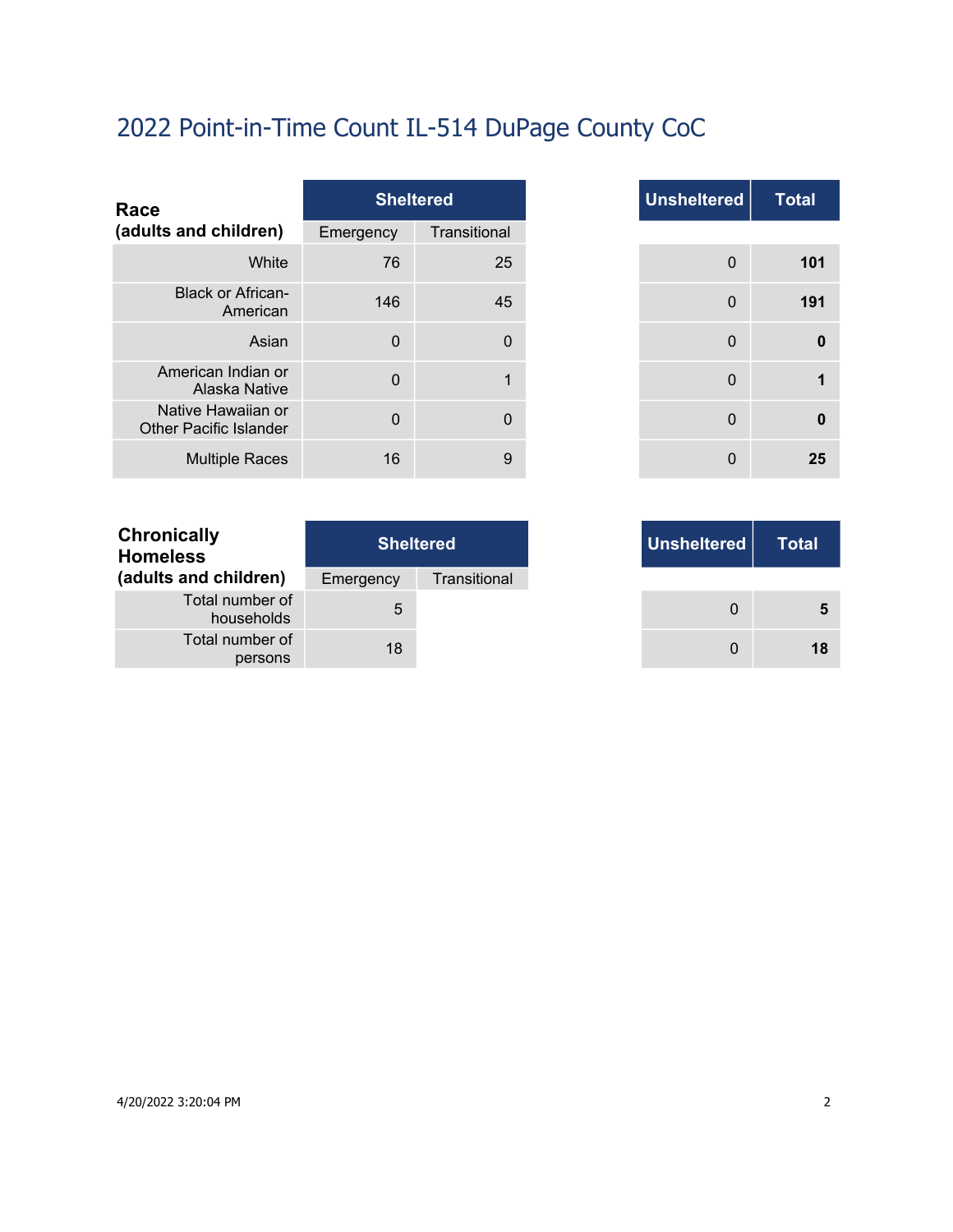## 2022 Point-in-Time Count IL-514 DuPage County CoC

| Race (adults and children) | Sheltered | | Unsheltered | Total |
|---|---|---|---|---|
| | Emergency | Transitional | | |
| White | 76 | 25 | 0 | **101** |
| Black or African-American | 146 | 45 | 0 | **191** |
| Asian | 0 | 0 | 0 | **0** |
| American Indian or Alaska Native | 0 | 1 | 0 | **1** |
| Native Hawaiian or Other Pacific Islander | 0 | 0 | 0 | **0** |
| Multiple Races | 16 | 9 | 0 | **25** |

| Chronically Homeless (adults and children) | Sheltered | | Unsheltered | Total |
|---|---|---|---|---|
| | Emergency | Transitional | | |
| Total number of households | 5 | | 0 | **5** |
| Total number of persons | 18 | | 0 | **18** |

4/20/2022 3:20:04 PM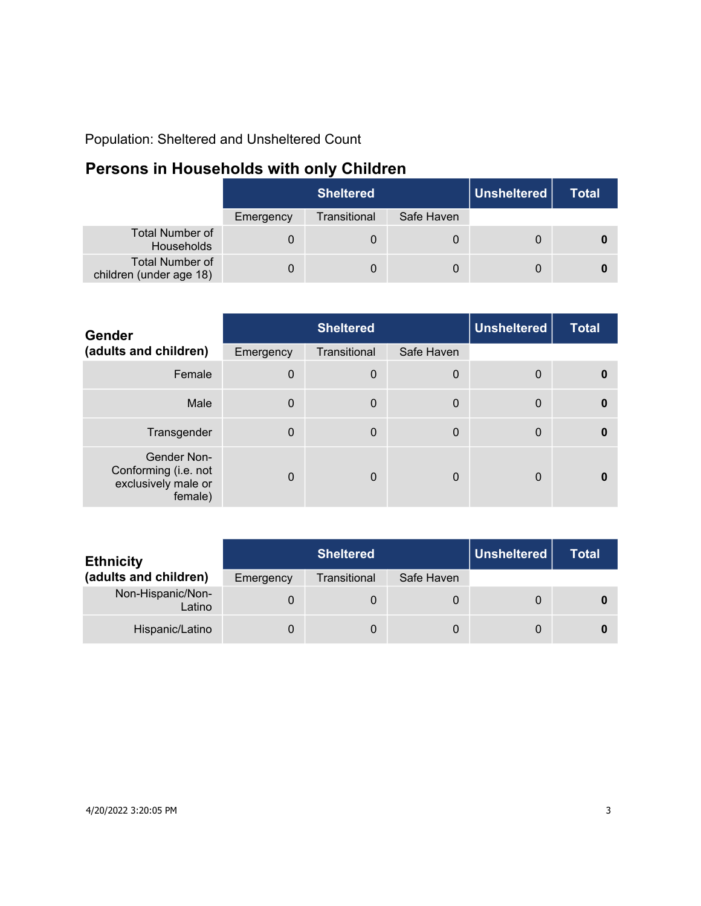Population: Sheltered and Unsheltered Count

## Persons in Households with only Children

| | Sheltered | | | Unsheltered | Total |
|---|---|---|---|---|---|
| | Emergency | Transitional | Safe Haven | | |
| Total Number of Households | 0 | 0 | 0 | 0 | **0** |
| Total Number of children (under age 18) | 0 | 0 | 0 | 0 | **0** |

| **Gender (adults and children)** | Sheltered | | | Unsheltered | Total |
|---|---|---|---|---|---|
| | Emergency | Transitional | Safe Haven | | |
| Female | 0 | 0 | 0 | 0 | **0** |
| Male | 0 | 0 | 0 | 0 | **0** |
| Transgender | 0 | 0 | 0 | 0 | **0** |
| Gender Non-Conforming (i.e. not exclusively male or female) | 0 | 0 | 0 | 0 | **0** |

| **Ethnicity (adults and children)** | Sheltered | | | Unsheltered | Total |
|---|---|---|---|---|---|
| | Emergency | Transitional | Safe Haven | | |
| Non-Hispanic/Non-Latino | 0 | 0 | 0 | 0 | **0** |
| Hispanic/Latino | 0 | 0 | 0 | 0 | **0** |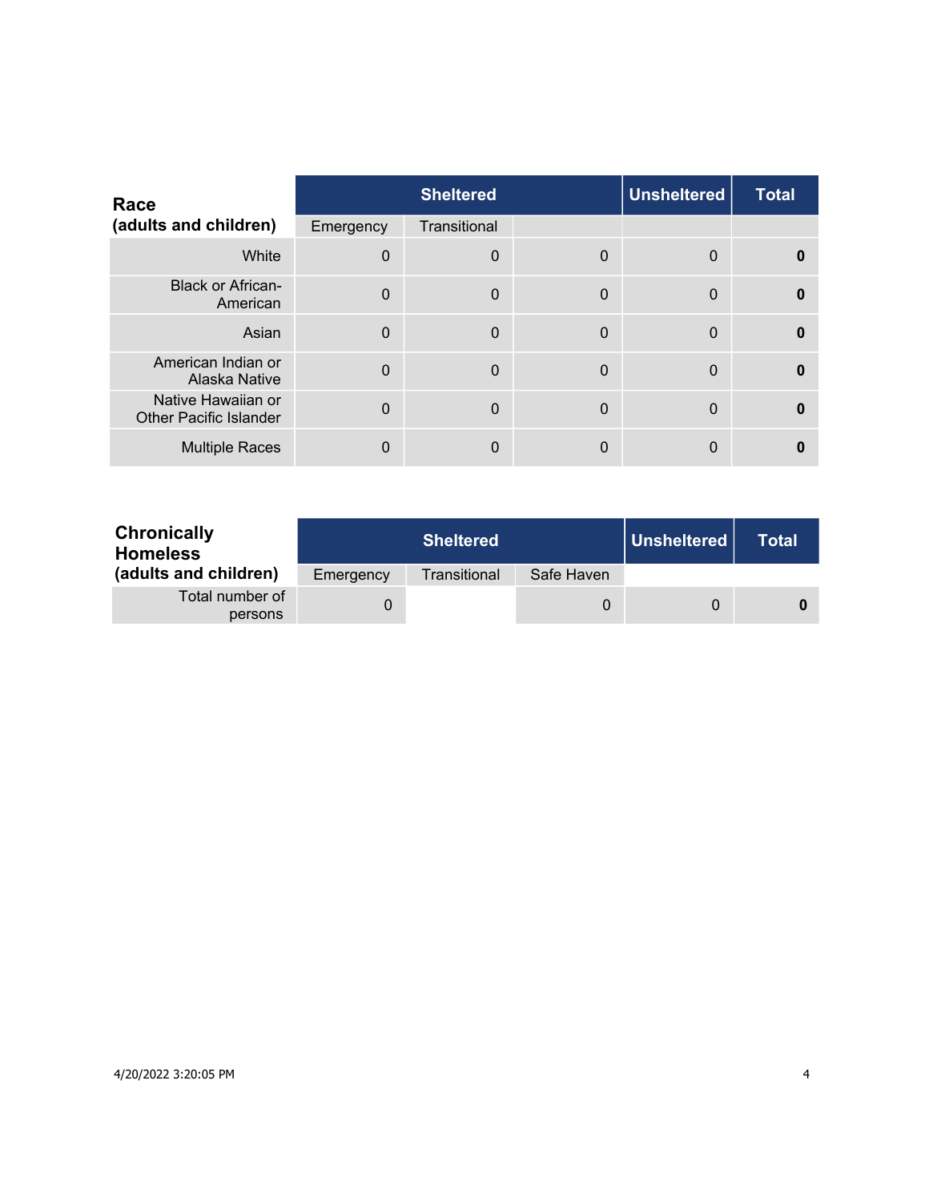| Race (adults and children) | Sheltered | | | Unsheltered | Total |
|---|---|---|---|---|---|
| | Emergency | Transitional | | | |
| White | 0 | 0 | 0 | 0 | **0** |
| Black or African-American | 0 | 0 | 0 | 0 | **0** |
| Asian | 0 | 0 | 0 | 0 | **0** |
| American Indian or Alaska Native | 0 | 0 | 0 | 0 | **0** |
| Native Hawaiian or Other Pacific Islander | 0 | 0 | 0 | 0 | **0** |
| Multiple Races | 0 | 0 | 0 | 0 | **0** |

| Chronically Homeless (adults and children) | Sheltered | | | Unsheltered | Total |
|---|---|---|---|---|---|
| | Emergency | Transitional | Safe Haven | | |
| Total number of persons | 0 | | 0 | 0 | **0** |

4/20/2022 3:20:05 PM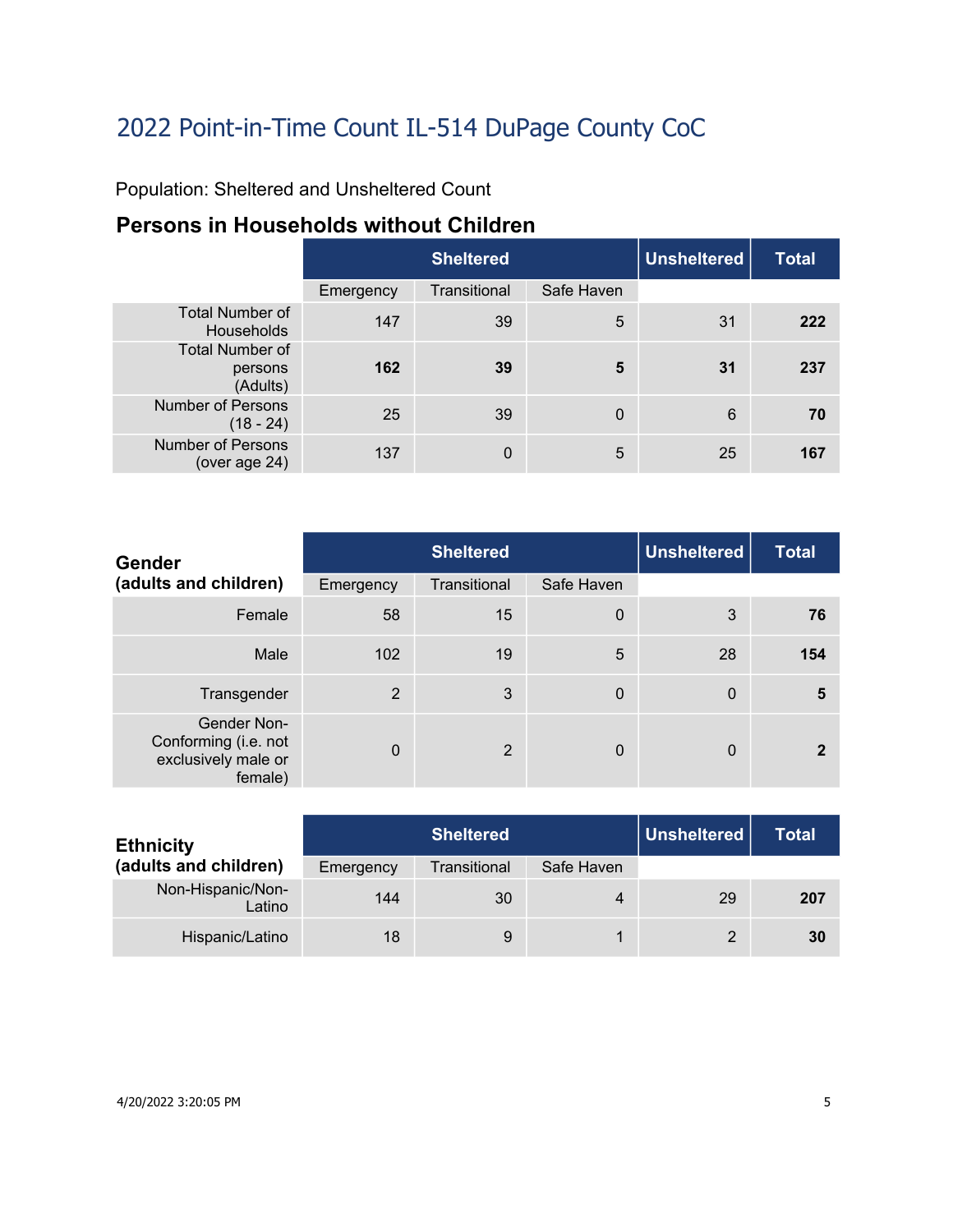# 2022 Point-in-Time Count IL-514 DuPage County CoC

Population: Sheltered and Unsheltered Count

## Persons in Households without Children

| | Sheltered | | | Unsheltered | Total |
|---|---|---|---|---|---|
| | Emergency | Transitional | Safe Haven | | |
| Total Number of Households | 147 | 39 | 5 | 31 | **222** |
| Total Number of persons (Adults) | **162** | **39** | **5** | **31** | **237** |
| Number of Persons (18 - 24) | 25 | 39 | 0 | 6 | **70** |
| Number of Persons (over age 24) | 137 | 0 | 5 | 25 | **167** |

| **Gender (adults and children)** | Sheltered | | | Unsheltered | Total |
|---|---|---|---|---|---|
| | Emergency | Transitional | Safe Haven | | |
| Female | 58 | 15 | 0 | 3 | **76** |
| Male | 102 | 19 | 5 | 28 | **154** |
| Transgender | 2 | 3 | 0 | 0 | **5** |
| Gender Non-Conforming (i.e. not exclusively male or female) | 0 | 2 | 0 | 0 | **2** |

| **Ethnicity (adults and children)** | Sheltered | | | Unsheltered | Total |
|---|---|---|---|---|---|
| | Emergency | Transitional | Safe Haven | | |
| Non-Hispanic/Non-Latino | 144 | 30 | 4 | 29 | **207** |
| Hispanic/Latino | 18 | 9 | 1 | 2 | **30** |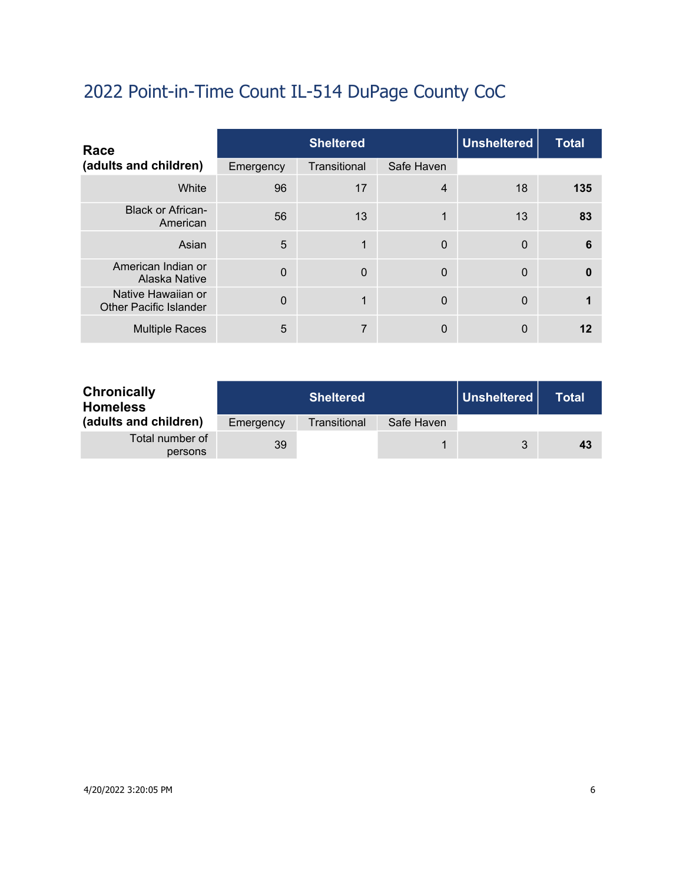# 2022 Point-in-Time Count IL-514 DuPage County CoC

| Race (adults and children) | Sheltered | | | Unsheltered | Total |
|---|---|---|---|---|---|
| | Emergency | Transitional | Safe Haven | | |
| White | 96 | 17 | 4 | 18 | **135** |
| Black or African-American | 56 | 13 | 1 | 13 | **83** |
| Asian | 5 | 1 | 0 | 0 | **6** |
| American Indian or Alaska Native | 0 | 0 | 0 | 0 | **0** |
| Native Hawaiian or Other Pacific Islander | 0 | 1 | 0 | 0 | **1** |
| Multiple Races | 5 | 7 | 0 | 0 | **12** |

| Chronically Homeless (adults and children) | Sheltered | | | Unsheltered | Total |
|---|---|---|---|---|---|
| | Emergency | Transitional | Safe Haven | | |
| Total number of persons | 39 | | 1 | 3 | **43** |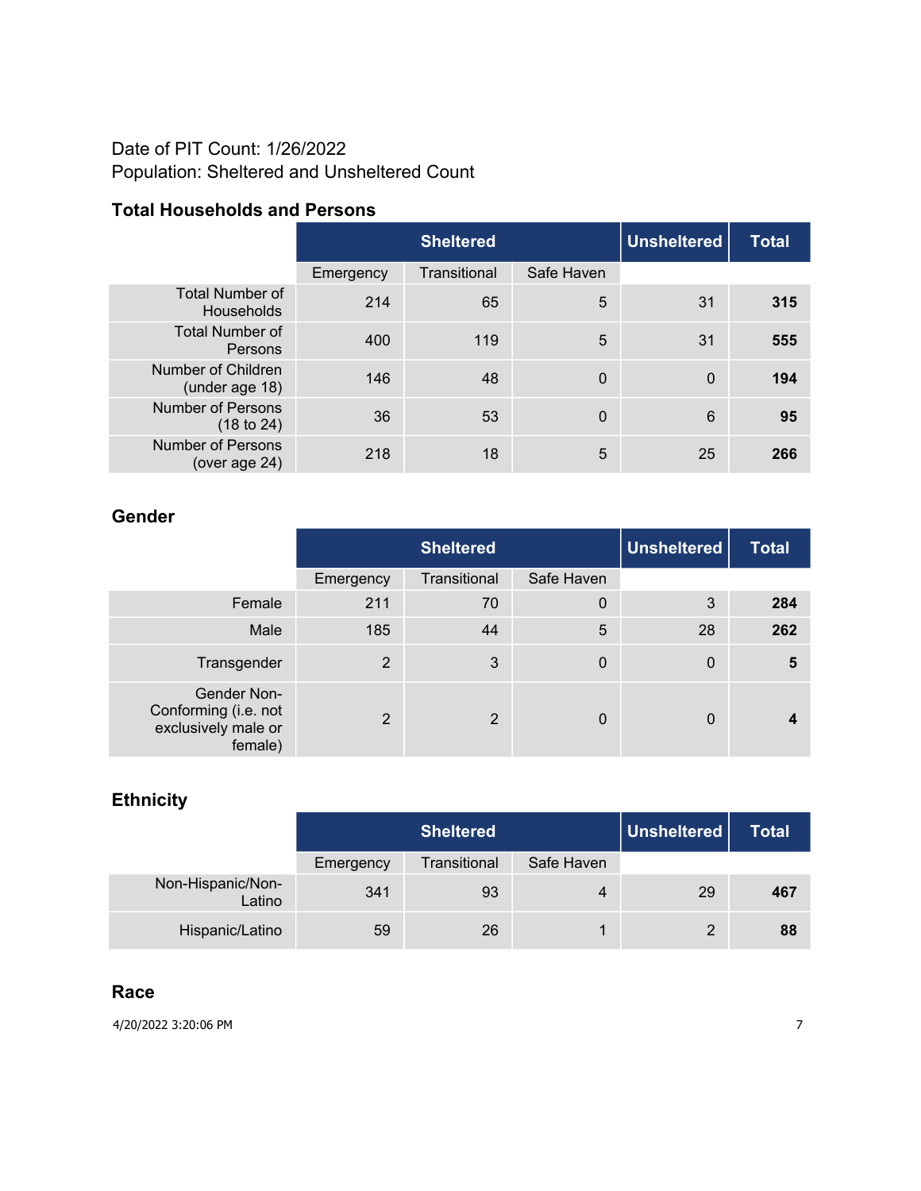Date of PIT Count: 1/26/2022
Population: Sheltered and Unsheltered Count

### Total Households and Persons

| | Sheltered | | | Unsheltered | Total |
|---|---|---|---|---|---|
| | Emergency | Transitional | Safe Haven | | |
| Total Number of Households | 214 | 65 | 5 | 31 | **315** |
| Total Number of Persons | 400 | 119 | 5 | 31 | **555** |
| Number of Children (under age 18) | 146 | 48 | 0 | 0 | **194** |
| Number of Persons (18 to 24) | 36 | 53 | 0 | 6 | **95** |
| Number of Persons (over age 24) | 218 | 18 | 5 | 25 | **266** |

### Gender

| | Sheltered | | | Unsheltered | Total |
|---|---|---|---|---|---|
| | Emergency | Transitional | Safe Haven | | |
| Female | 211 | 70 | 0 | 3 | **284** |
| Male | 185 | 44 | 5 | 28 | **262** |
| Transgender | 2 | 3 | 0 | 0 | **5** |
| Gender Non-Conforming (i.e. not exclusively male or female) | 2 | 2 | 0 | 0 | **4** |

### Ethnicity

| | Sheltered | | | Unsheltered | Total |
|---|---|---|---|---|---|
| | Emergency | Transitional | Safe Haven | | |
| Non-Hispanic/Non-Latino | 341 | 93 | 4 | 29 | **467** |
| Hispanic/Latino | 59 | 26 | 1 | 2 | **88** |

### Race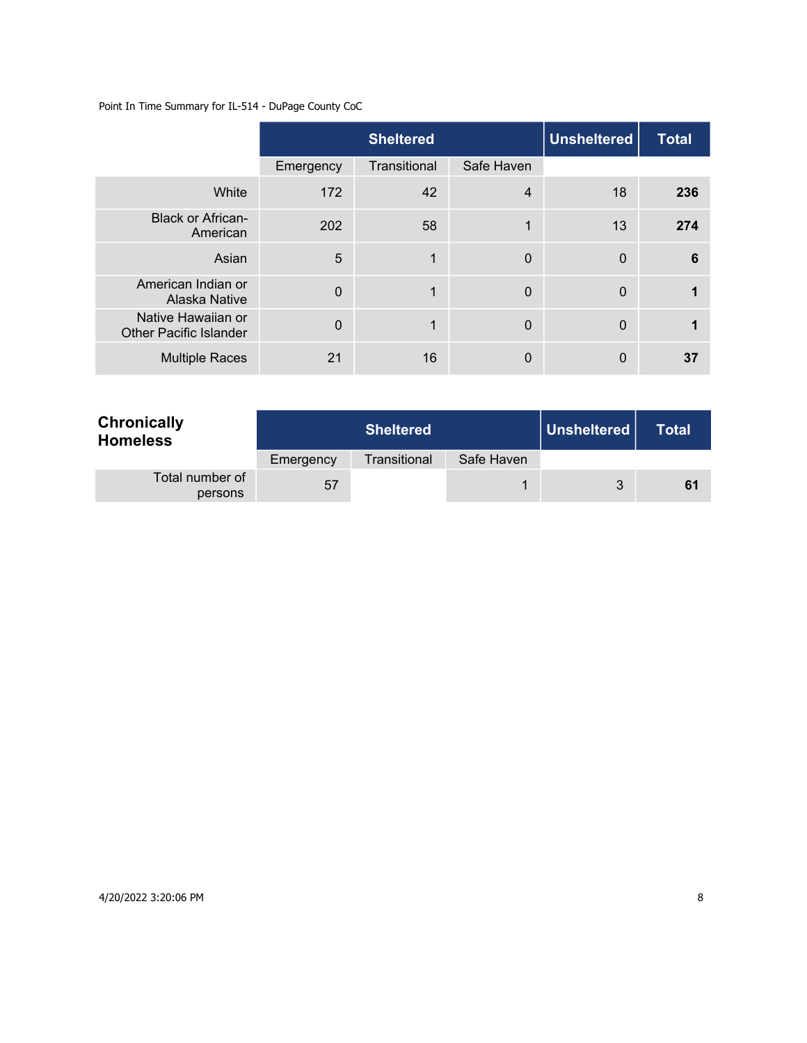Point In Time Summary for IL-514 - DuPage County CoC

| | Sheltered | | | Unsheltered | Total |
|---|---|---|---|---|---|
| | Emergency | Transitional | Safe Haven | | |
| White | 172 | 42 | 4 | 18 | **236** |
| Black or African-American | 202 | 58 | 1 | 13 | **274** |
| Asian | 5 | 1 | 0 | 0 | **6** |
| American Indian or Alaska Native | 0 | 1 | 0 | 0 | **1** |
| Native Hawaiian or Other Pacific Islander | 0 | 1 | 0 | 0 | **1** |
| Multiple Races | 21 | 16 | 0 | 0 | **37** |

| **Chronically Homeless** | Sheltered | | | Unsheltered | Total |
|---|---|---|---|---|---|
| | Emergency | Transitional | Safe Haven | | |
| Total number of persons | 57 | | 1 | 3 | **61** |